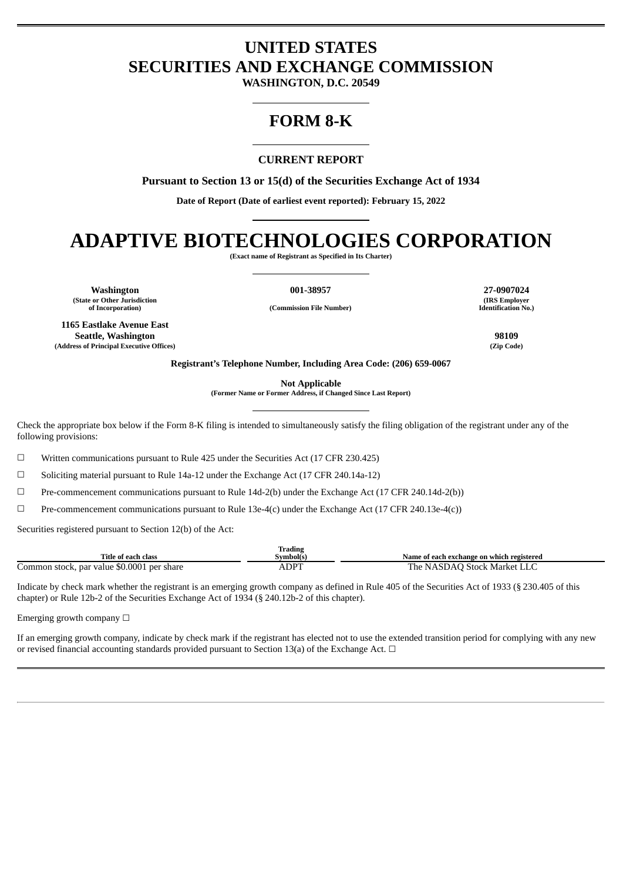# UNITED STATES
# SECURITIES AND EXCHANGE COMMISSION

**WASHINGTON, D.C. 20549**

---

# FORM 8-K

---

**CURRENT REPORT**

**Pursuant to Section 13 or 15(d) of the Securities Exchange Act of 1934**

**Date of Report (Date of earliest event reported): February 15, 2022**

---

# ADAPTIVE BIOTECHNOLOGIES CORPORATION

**(Exact name of Registrant as Specified in Its Charter)**

---

| **Washington** | **001-38957** | **27-0907024** |
|---|---|---|
| **(State or Other Jurisdiction of Incorporation)** | **(Commission File Number)** | **(IRS Employer Identification No.)** |

| **1165 Eastlake Avenue East Seattle, Washington** | **98109** |
|---|---|
| **(Address of Principal Executive Offices)** | **(Zip Code)** |

**Registrant's Telephone Number, Including Area Code: (206) 659-0067**

**Not Applicable**
**(Former Name or Former Address, if Changed Since Last Report)**

---

Check the appropriate box below if the Form 8-K filing is intended to simultaneously satisfy the filing obligation of the registrant under any of the following provisions:

☐ Written communications pursuant to Rule 425 under the Securities Act (17 CFR 230.425)

☐ Soliciting material pursuant to Rule 14a-12 under the Exchange Act (17 CFR 240.14a-12)

☐ Pre-commencement communications pursuant to Rule 14d-2(b) under the Exchange Act (17 CFR 240.14d-2(b))

☐ Pre-commencement communications pursuant to Rule 13e-4(c) under the Exchange Act (17 CFR 240.13e-4(c))

Securities registered pursuant to Section 12(b) of the Act:

| Title of each class | Trading Symbol(s) | Name of each exchange on which registered |
|---|---|---|
| Common stock, par value $0.0001 per share | ADPT | The NASDAQ Stock Market LLC |

Indicate by check mark whether the registrant is an emerging growth company as defined in Rule 405 of the Securities Act of 1933 (§ 230.405 of this chapter) or Rule 12b-2 of the Securities Exchange Act of 1934 (§ 240.12b-2 of this chapter).

Emerging growth company ☐

If an emerging growth company, indicate by check mark if the registrant has elected not to use the extended transition period for complying with any new or revised financial accounting standards provided pursuant to Section 13(a) of the Exchange Act. ☐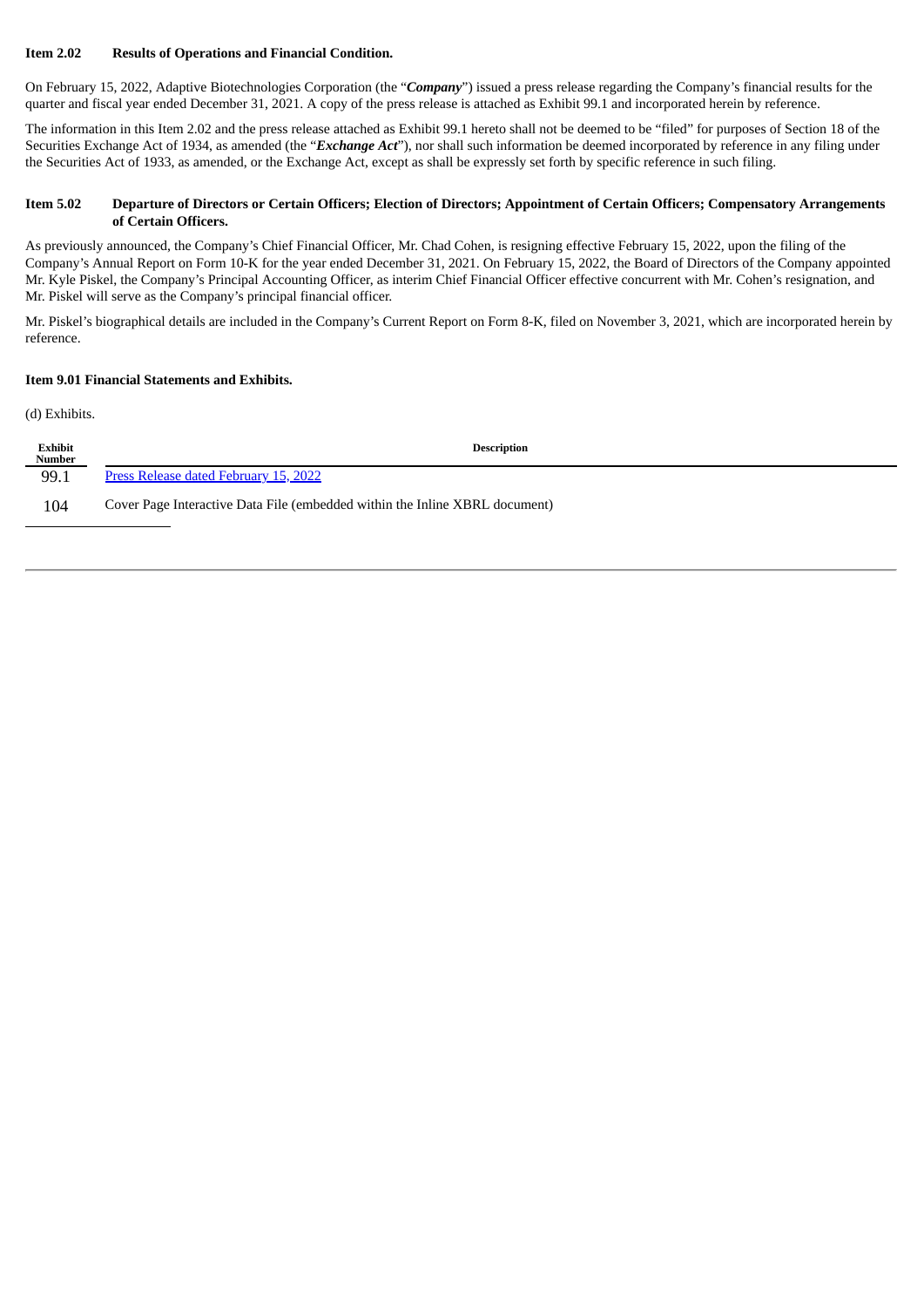**Item 2.02 Results of Operations and Financial Condition.**

On February 15, 2022, Adaptive Biotechnologies Corporation (the "***Company***") issued a press release regarding the Company's financial results for the quarter and fiscal year ended December 31, 2021. A copy of the press release is attached as Exhibit 99.1 and incorporated herein by reference.

The information in this Item 2.02 and the press release attached as Exhibit 99.1 hereto shall not be deemed to be "filed" for purposes of Section 18 of the Securities Exchange Act of 1934, as amended (the "***Exchange Act***"), nor shall such information be deemed incorporated by reference in any filing under the Securities Act of 1933, as amended, or the Exchange Act, except as shall be expressly set forth by specific reference in such filing.

**Item 5.02 Departure of Directors or Certain Officers; Election of Directors; Appointment of Certain Officers; Compensatory Arrangements of Certain Officers.**

As previously announced, the Company's Chief Financial Officer, Mr. Chad Cohen, is resigning effective February 15, 2022, upon the filing of the Company's Annual Report on Form 10-K for the year ended December 31, 2021. On February 15, 2022, the Board of Directors of the Company appointed Mr. Kyle Piskel, the Company's Principal Accounting Officer, as interim Chief Financial Officer effective concurrent with Mr. Cohen's resignation, and Mr. Piskel will serve as the Company's principal financial officer.

Mr. Piskel's biographical details are included in the Company's Current Report on Form 8-K, filed on November 3, 2021, which are incorporated herein by reference.

**Item 9.01 Financial Statements and Exhibits.**

(d) Exhibits.

| Exhibit Number | Description |
|---|---|
| 99.1 | Press Release dated February 15, 2022 |
| 104 | Cover Page Interactive Data File (embedded within the Inline XBRL document) |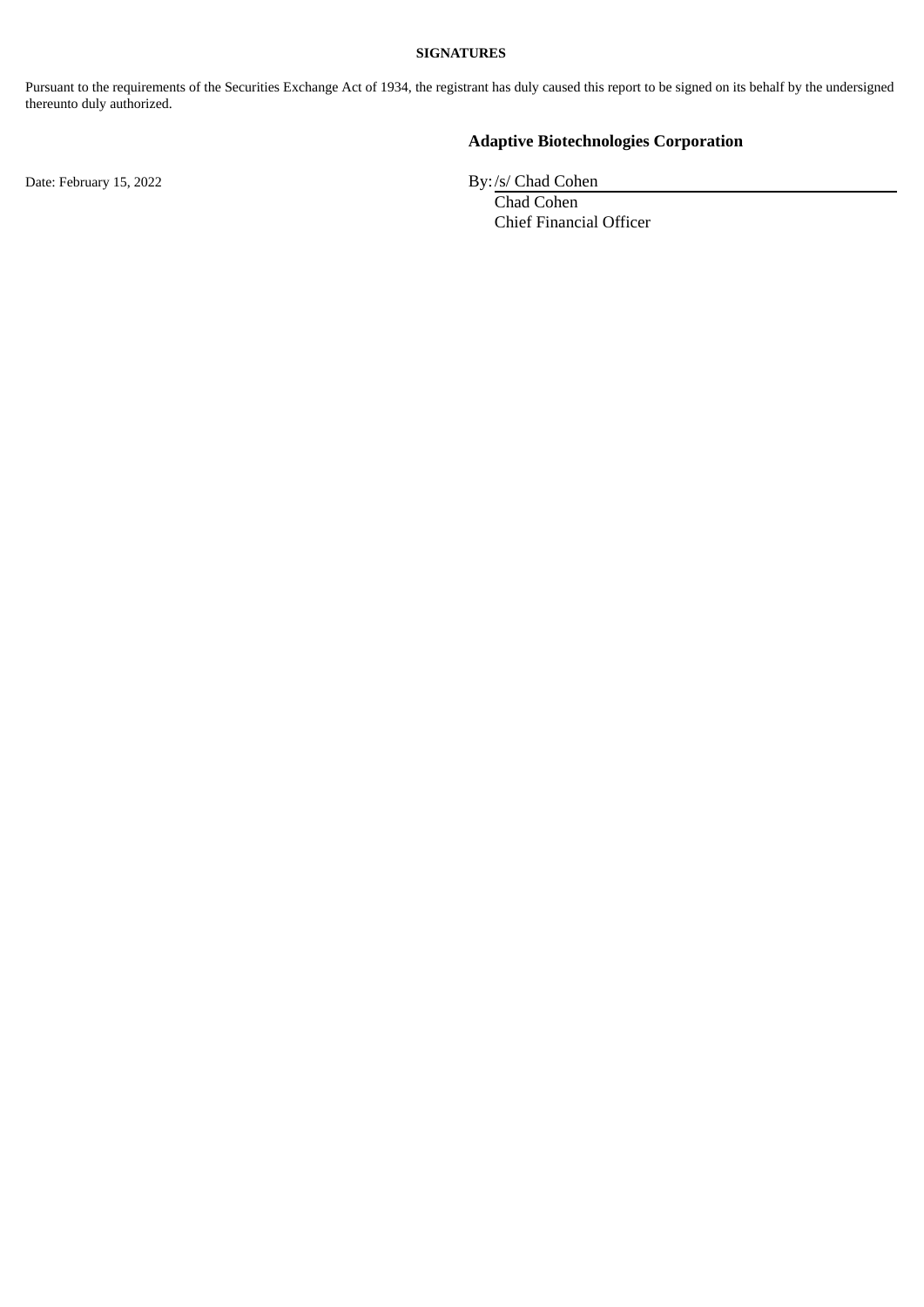**SIGNATURES**

Pursuant to the requirements of the Securities Exchange Act of 1934, the registrant has duly caused this report to be signed on its behalf by the undersigned thereunto duly authorized.

**Adaptive Biotechnologies Corporation**

Date: February 15, 2022

By: /s/ Chad Cohen
Chad Cohen
Chief Financial Officer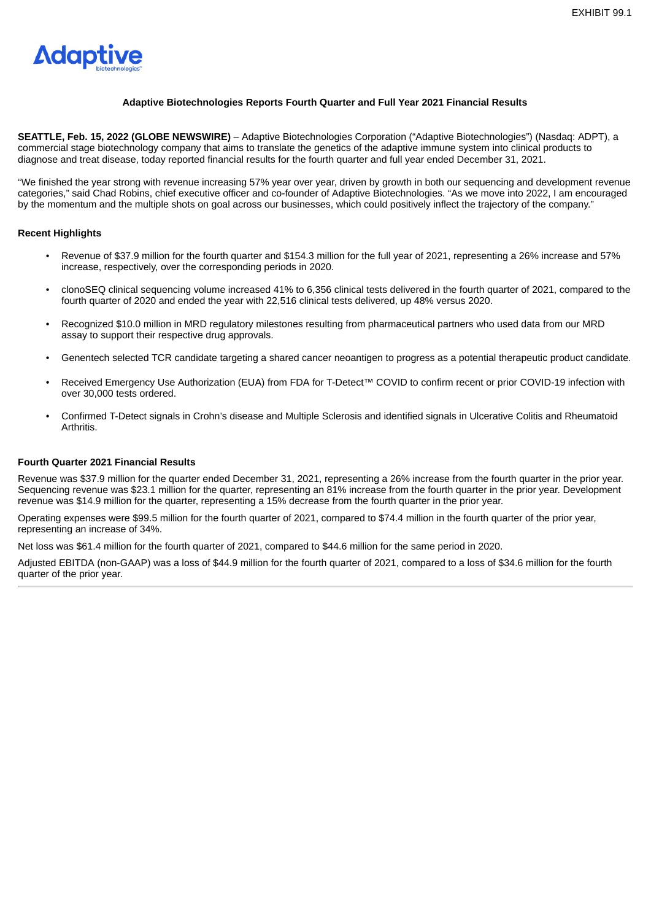EXHIBIT 99.1

Adaptive biotechnologies

**Adaptive Biotechnologies Reports Fourth Quarter and Full Year 2021 Financial Results**

**SEATTLE, Feb. 15, 2022 (GLOBE NEWSWIRE)** – Adaptive Biotechnologies Corporation ("Adaptive Biotechnologies") (Nasdaq: ADPT), a commercial stage biotechnology company that aims to translate the genetics of the adaptive immune system into clinical products to diagnose and treat disease, today reported financial results for the fourth quarter and full year ended December 31, 2021.

"We finished the year strong with revenue increasing 57% year over year, driven by growth in both our sequencing and development revenue categories," said Chad Robins, chief executive officer and co-founder of Adaptive Biotechnologies. "As we move into 2022, I am encouraged by the momentum and the multiple shots on goal across our businesses, which could positively inflect the trajectory of the company."

**Recent Highlights**

- Revenue of $37.9 million for the fourth quarter and $154.3 million for the full year of 2021, representing a 26% increase and 57% increase, respectively, over the corresponding periods in 2020.
- clonoSEQ clinical sequencing volume increased 41% to 6,356 clinical tests delivered in the fourth quarter of 2021, compared to the fourth quarter of 2020 and ended the year with 22,516 clinical tests delivered, up 48% versus 2020.
- Recognized $10.0 million in MRD regulatory milestones resulting from pharmaceutical partners who used data from our MRD assay to support their respective drug approvals.
- Genentech selected TCR candidate targeting a shared cancer neoantigen to progress as a potential therapeutic product candidate.
- Received Emergency Use Authorization (EUA) from FDA for T-Detect™ COVID to confirm recent or prior COVID-19 infection with over 30,000 tests ordered.
- Confirmed T-Detect signals in Crohn's disease and Multiple Sclerosis and identified signals in Ulcerative Colitis and Rheumatoid Arthritis.

**Fourth Quarter 2021 Financial Results**

Revenue was $37.9 million for the quarter ended December 31, 2021, representing a 26% increase from the fourth quarter in the prior year. Sequencing revenue was $23.1 million for the quarter, representing an 81% increase from the fourth quarter in the prior year. Development revenue was $14.9 million for the quarter, representing a 15% decrease from the fourth quarter in the prior year.

Operating expenses were $99.5 million for the fourth quarter of 2021, compared to $74.4 million in the fourth quarter of the prior year, representing an increase of 34%.

Net loss was $61.4 million for the fourth quarter of 2021, compared to $44.6 million for the same period in 2020.

Adjusted EBITDA (non-GAAP) was a loss of $44.9 million for the fourth quarter of 2021, compared to a loss of $34.6 million for the fourth quarter of the prior year.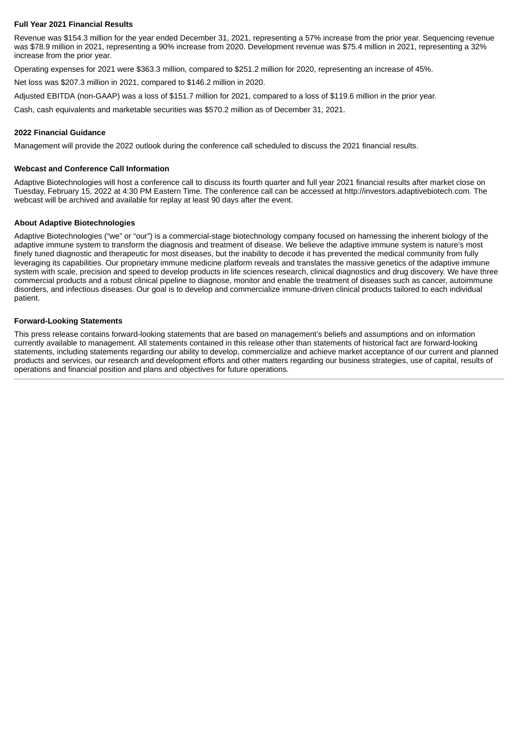**Full Year 2021 Financial Results**

Revenue was $154.3 million for the year ended December 31, 2021, representing a 57% increase from the prior year. Sequencing revenue was $78.9 million in 2021, representing a 90% increase from 2020. Development revenue was $75.4 million in 2021, representing a 32% increase from the prior year.

Operating expenses for 2021 were $363.3 million, compared to $251.2 million for 2020, representing an increase of 45%.

Net loss was $207.3 million in 2021, compared to $146.2 million in 2020.

Adjusted EBITDA (non-GAAP) was a loss of $151.7 million for 2021, compared to a loss of $119.6 million in the prior year.

Cash, cash equivalents and marketable securities was $570.2 million as of December 31, 2021.

**2022 Financial Guidance**

Management will provide the 2022 outlook during the conference call scheduled to discuss the 2021 financial results.

**Webcast and Conference Call Information**

Adaptive Biotechnologies will host a conference call to discuss its fourth quarter and full year 2021 financial results after market close on Tuesday, February 15, 2022 at 4:30 PM Eastern Time. The conference call can be accessed at http://investors.adaptivebiotech.com. The webcast will be archived and available for replay at least 90 days after the event.

**About Adaptive Biotechnologies**

Adaptive Biotechnologies ("we" or "our") is a commercial-stage biotechnology company focused on harnessing the inherent biology of the adaptive immune system to transform the diagnosis and treatment of disease. We believe the adaptive immune system is nature's most finely tuned diagnostic and therapeutic for most diseases, but the inability to decode it has prevented the medical community from fully leveraging its capabilities. Our proprietary immune medicine platform reveals and translates the massive genetics of the adaptive immune system with scale, precision and speed to develop products in life sciences research, clinical diagnostics and drug discovery. We have three commercial products and a robust clinical pipeline to diagnose, monitor and enable the treatment of diseases such as cancer, autoimmune disorders, and infectious diseases. Our goal is to develop and commercialize immune-driven clinical products tailored to each individual patient.

**Forward-Looking Statements**

This press release contains forward-looking statements that are based on management's beliefs and assumptions and on information currently available to management. All statements contained in this release other than statements of historical fact are forward-looking statements, including statements regarding our ability to develop, commercialize and achieve market acceptance of our current and planned products and services, our research and development efforts and other matters regarding our business strategies, use of capital, results of operations and financial position and plans and objectives for future operations.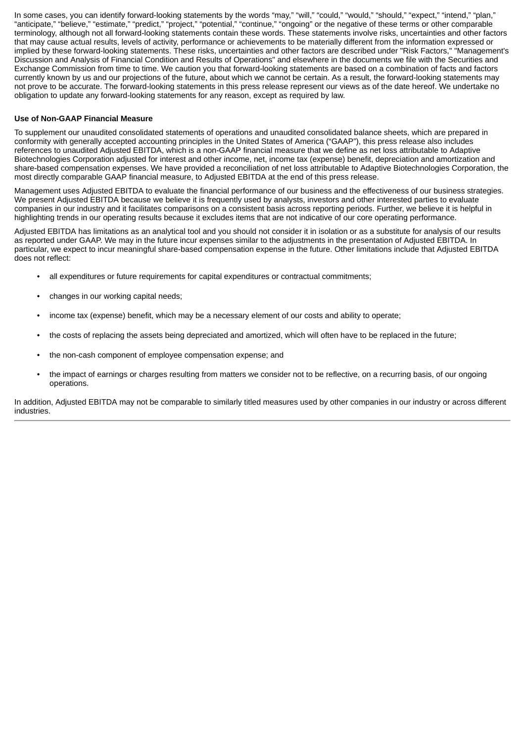In some cases, you can identify forward-looking statements by the words “may,” “will,” “could,” “would,” “should,” “expect,” “intend,” “plan,” “anticipate,” “believe,” “estimate,” “predict,” “project,” “potential,” “continue,” “ongoing” or the negative of these terms or other comparable terminology, although not all forward-looking statements contain these words. These statements involve risks, uncertainties and other factors that may cause actual results, levels of activity, performance or achievements to be materially different from the information expressed or implied by these forward-looking statements. These risks, uncertainties and other factors are described under "Risk Factors," "Management's Discussion and Analysis of Financial Condition and Results of Operations" and elsewhere in the documents we file with the Securities and Exchange Commission from time to time. We caution you that forward-looking statements are based on a combination of facts and factors currently known by us and our projections of the future, about which we cannot be certain. As a result, the forward-looking statements may not prove to be accurate. The forward-looking statements in this press release represent our views as of the date hereof. We undertake no obligation to update any forward-looking statements for any reason, except as required by law.

**Use of Non-GAAP Financial Measure**

To supplement our unaudited consolidated statements of operations and unaudited consolidated balance sheets, which are prepared in conformity with generally accepted accounting principles in the United States of America (“GAAP”), this press release also includes references to unaudited Adjusted EBITDA, which is a non-GAAP financial measure that we define as net loss attributable to Adaptive Biotechnologies Corporation adjusted for interest and other income, net, income tax (expense) benefit, depreciation and amortization and share-based compensation expenses. We have provided a reconciliation of net loss attributable to Adaptive Biotechnologies Corporation, the most directly comparable GAAP financial measure, to Adjusted EBITDA at the end of this press release.

Management uses Adjusted EBITDA to evaluate the financial performance of our business and the effectiveness of our business strategies. We present Adjusted EBITDA because we believe it is frequently used by analysts, investors and other interested parties to evaluate companies in our industry and it facilitates comparisons on a consistent basis across reporting periods. Further, we believe it is helpful in highlighting trends in our operating results because it excludes items that are not indicative of our core operating performance.

Adjusted EBITDA has limitations as an analytical tool and you should not consider it in isolation or as a substitute for analysis of our results as reported under GAAP. We may in the future incur expenses similar to the adjustments in the presentation of Adjusted EBITDA. In particular, we expect to incur meaningful share-based compensation expense in the future. Other limitations include that Adjusted EBITDA does not reflect:

- all expenditures or future requirements for capital expenditures or contractual commitments;
- changes in our working capital needs;
- income tax (expense) benefit, which may be a necessary element of our costs and ability to operate;
- the costs of replacing the assets being depreciated and amortized, which will often have to be replaced in the future;
- the non-cash component of employee compensation expense; and
- the impact of earnings or charges resulting from matters we consider not to be reflective, on a recurring basis, of our ongoing operations.

In addition, Adjusted EBITDA may not be comparable to similarly titled measures used by other companies in our industry or across different industries.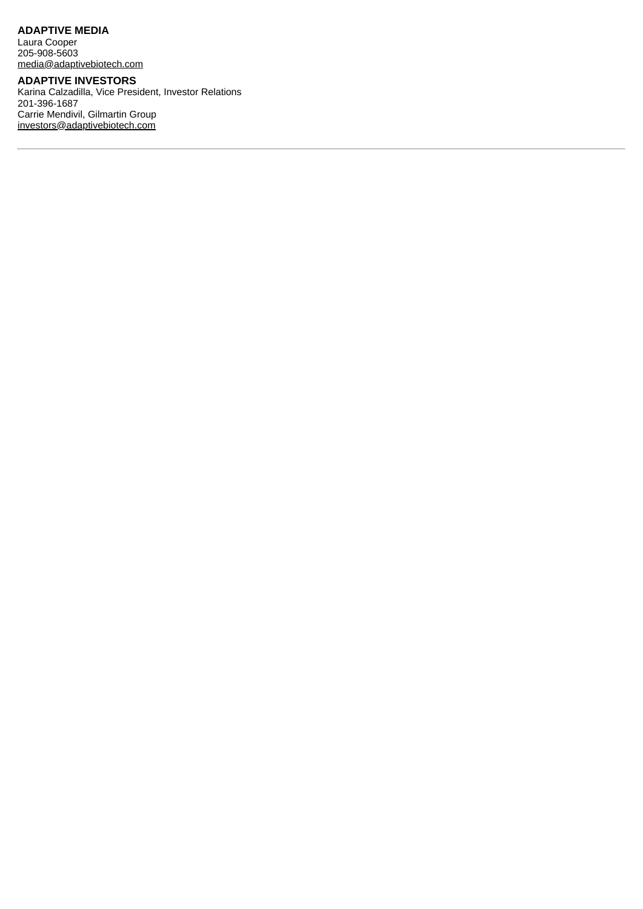**ADAPTIVE MEDIA**
Laura Cooper
205-908-5603
media@adaptivebiotech.com

**ADAPTIVE INVESTORS**
Karina Calzadilla, Vice President, Investor Relations
201-396-1687
Carrie Mendivil, Gilmartin Group
investors@adaptivebiotech.com

---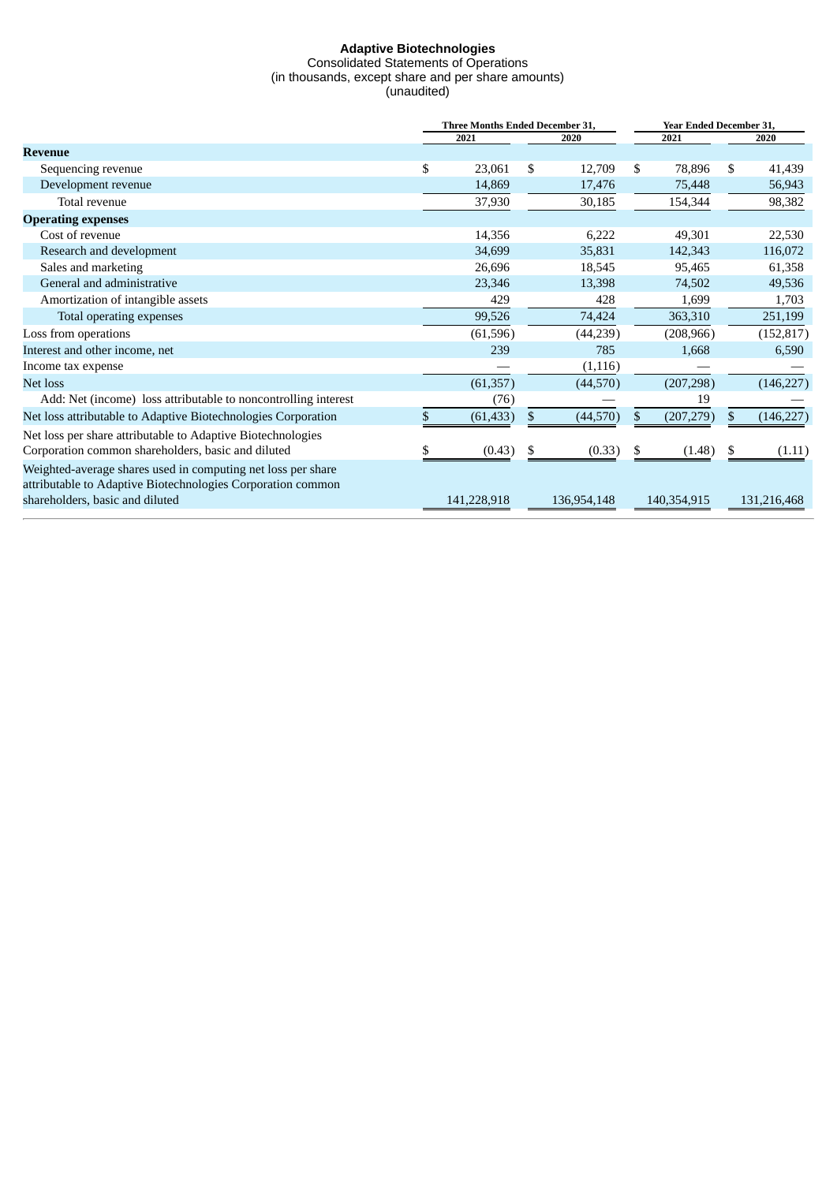**Adaptive Biotechnologies**
Consolidated Statements of Operations
(in thousands, except share and per share amounts)
(unaudited)

| | Three Months Ended December 31, | | Year Ended December 31, | |
|---|---|---|---|---|
| | 2021 | 2020 | 2021 | 2020 |
| **Revenue** | | | | |
| Sequencing revenue | $ 23,061 | $ 12,709 | $ 78,896 | $ 41,439 |
| Development revenue | 14,869 | 17,476 | 75,448 | 56,943 |
| Total revenue | 37,930 | 30,185 | 154,344 | 98,382 |
| **Operating expenses** | | | | |
| Cost of revenue | 14,356 | 6,222 | 49,301 | 22,530 |
| Research and development | 34,699 | 35,831 | 142,343 | 116,072 |
| Sales and marketing | 26,696 | 18,545 | 95,465 | 61,358 |
| General and administrative | 23,346 | 13,398 | 74,502 | 49,536 |
| Amortization of intangible assets | 429 | 428 | 1,699 | 1,703 |
| Total operating expenses | 99,526 | 74,424 | 363,310 | 251,199 |
| Loss from operations | (61,596) | (44,239) | (208,966) | (152,817) |
| Interest and other income, net | 239 | 785 | 1,668 | 6,590 |
| Income tax expense | — | (1,116) | — | — |
| Net loss | (61,357) | (44,570) | (207,298) | (146,227) |
| Add: Net (income) loss attributable to noncontrolling interest | (76) | — | 19 | — |
| Net loss attributable to Adaptive Biotechnologies Corporation | $ (61,433) | $ (44,570) | $ (207,279) | $ (146,227) |
| Net loss per share attributable to Adaptive Biotechnologies Corporation common shareholders, basic and diluted | $ (0.43) | $ (0.33) | $ (1.48) | $ (1.11) |
| Weighted-average shares used in computing net loss per share attributable to Adaptive Biotechnologies Corporation common shareholders, basic and diluted | 141,228,918 | 136,954,148 | 140,354,915 | 131,216,468 |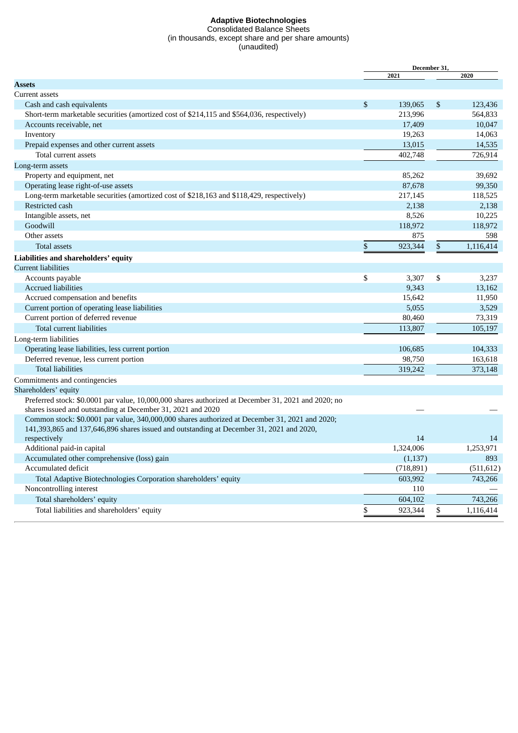**Adaptive Biotechnologies**
Consolidated Balance Sheets
(in thousands, except share and per share amounts)
(unaudited)

| | December 31, | |
|---|---|---|
| | 2021 | 2020 |
| **Assets** | | |
| Current assets | | |
| Cash and cash equivalents | $ 139,065 | $ 123,436 |
| Short-term marketable securities (amortized cost of $214,115 and $564,036, respectively) | 213,996 | 564,833 |
| Accounts receivable, net | 17,409 | 10,047 |
| Inventory | 19,263 | 14,063 |
| Prepaid expenses and other current assets | 13,015 | 14,535 |
| Total current assets | 402,748 | 726,914 |
| Long-term assets | | |
| Property and equipment, net | 85,262 | 39,692 |
| Operating lease right-of-use assets | 87,678 | 99,350 |
| Long-term marketable securities (amortized cost of $218,163 and $118,429, respectively) | 217,145 | 118,525 |
| Restricted cash | 2,138 | 2,138 |
| Intangible assets, net | 8,526 | 10,225 |
| Goodwill | 118,972 | 118,972 |
| Other assets | 875 | 598 |
| Total assets | $ 923,344 | $ 1,116,414 |
| **Liabilities and shareholders' equity** | | |
| Current liabilities | | |
| Accounts payable | $ 3,307 | $ 3,237 |
| Accrued liabilities | 9,343 | 13,162 |
| Accrued compensation and benefits | 15,642 | 11,950 |
| Current portion of operating lease liabilities | 5,055 | 3,529 |
| Current portion of deferred revenue | 80,460 | 73,319 |
| Total current liabilities | 113,807 | 105,197 |
| Long-term liabilities | | |
| Operating lease liabilities, less current portion | 106,685 | 104,333 |
| Deferred revenue, less current portion | 98,750 | 163,618 |
| Total liabilities | 319,242 | 373,148 |
| Commitments and contingencies | | |
| Shareholders' equity | | |
| Preferred stock: $0.0001 par value, 10,000,000 shares authorized at December 31, 2021 and 2020; no shares issued and outstanding at December 31, 2021 and 2020 | — | — |
| Common stock: $0.0001 par value, 340,000,000 shares authorized at December 31, 2021 and 2020; 141,393,865 and 137,646,896 shares issued and outstanding at December 31, 2021 and 2020, respectively | 14 | 14 |
| Additional paid-in capital | 1,324,006 | 1,253,971 |
| Accumulated other comprehensive (loss) gain | (1,137) | 893 |
| Accumulated deficit | (718,891) | (511,612) |
| Total Adaptive Biotechnologies Corporation shareholders' equity | 603,992 | 743,266 |
| Noncontrolling interest | 110 | — |
| Total shareholders' equity | 604,102 | 743,266 |
| Total liabilities and shareholders' equity | $ 923,344 | $ 1,116,414 |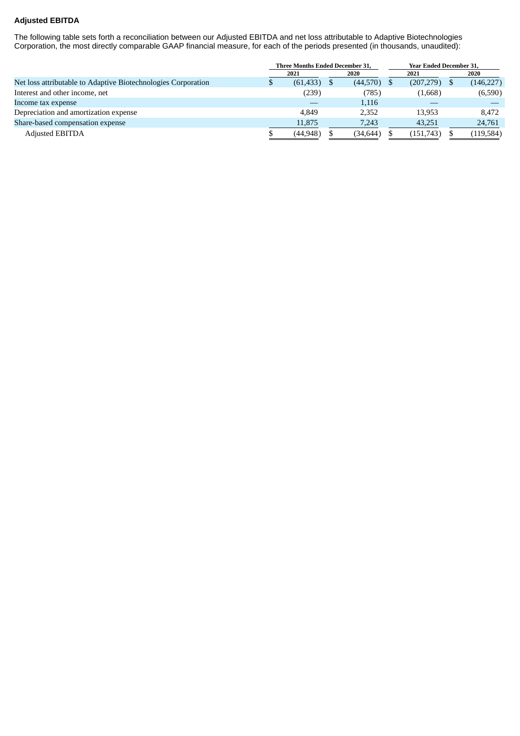**Adjusted EBITDA**

The following table sets forth a reconciliation between our Adjusted EBITDA and net loss attributable to Adaptive Biotechnologies Corporation, the most directly comparable GAAP financial measure, for each of the periods presented (in thousands, unaudited):

| | Three Months Ended December 31, | | Year Ended December 31, | |
|---|---|---|---|---|
| | 2021 | 2020 | 2021 | 2020 |
| Net loss attributable to Adaptive Biotechnologies Corporation | $ (61,433) | $ (44,570) | $ (207,279) | $ (146,227) |
| Interest and other income, net | (239) | (785) | (1,668) | (6,590) |
| Income tax expense | — | 1,116 | — | — |
| Depreciation and amortization expense | 4,849 | 2,352 | 13,953 | 8,472 |
| Share-based compensation expense | 11,875 | 7,243 | 43,251 | 24,761 |
| Adjusted EBITDA | $ (44,948) | $ (34,644) | $ (151,743) | $ (119,584) |